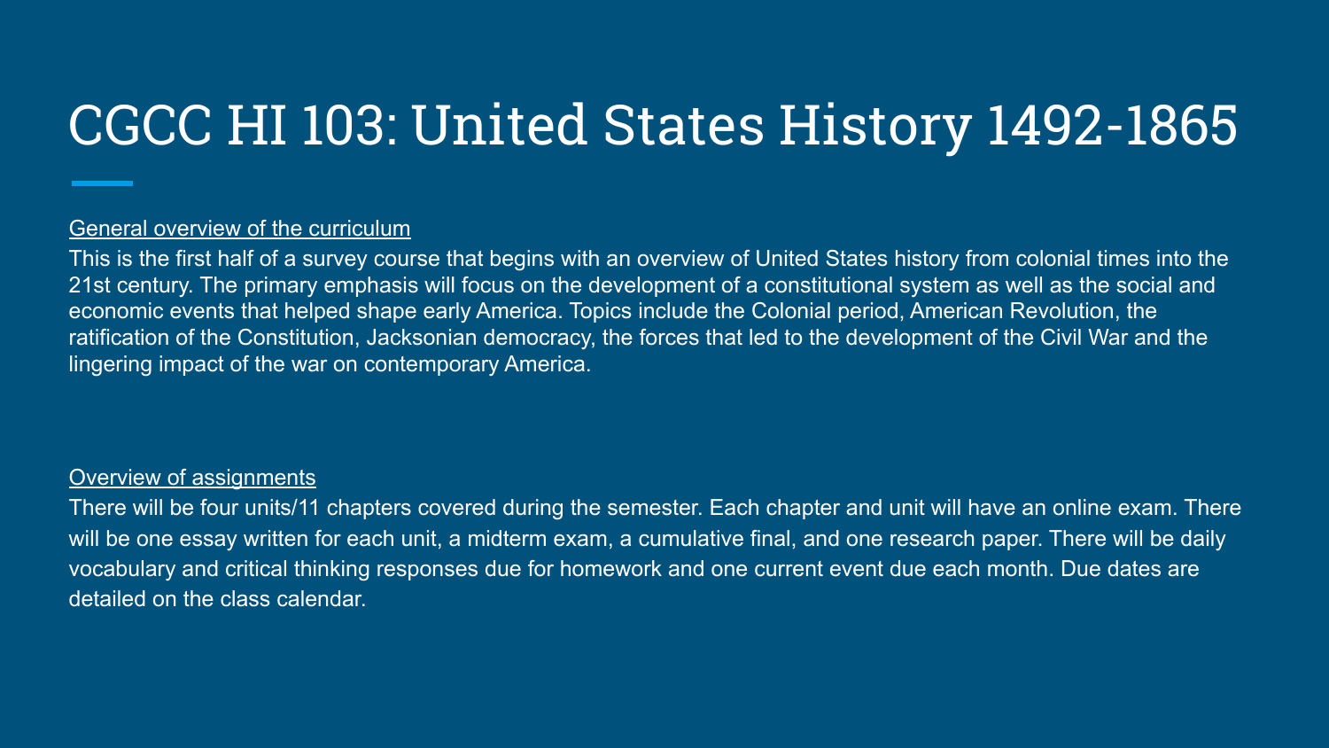# CGCC HI 103: United States History 1492-1865

General overview of the curriculum

This is the first half of a survey course that begins with an overview of United States history from colonial times into the 21st century. The primary emphasis will focus on the development of a constitutional system as well as the social and economic events that helped shape early America. Topics include the Colonial period, American Revolution, the ratification of the Constitution, Jacksonian democracy, the forces that led to the development of the Civil War and the lingering impact of the war on contemporary America.

Overview of assignments

There will be four units/11 chapters covered during the semester. Each chapter and unit will have an online exam. There will be one essay written for each unit, a midterm exam, a cumulative final, and one research paper. There will be daily vocabulary and critical thinking responses due for homework and one current event due each month. Due dates are detailed on the class calendar.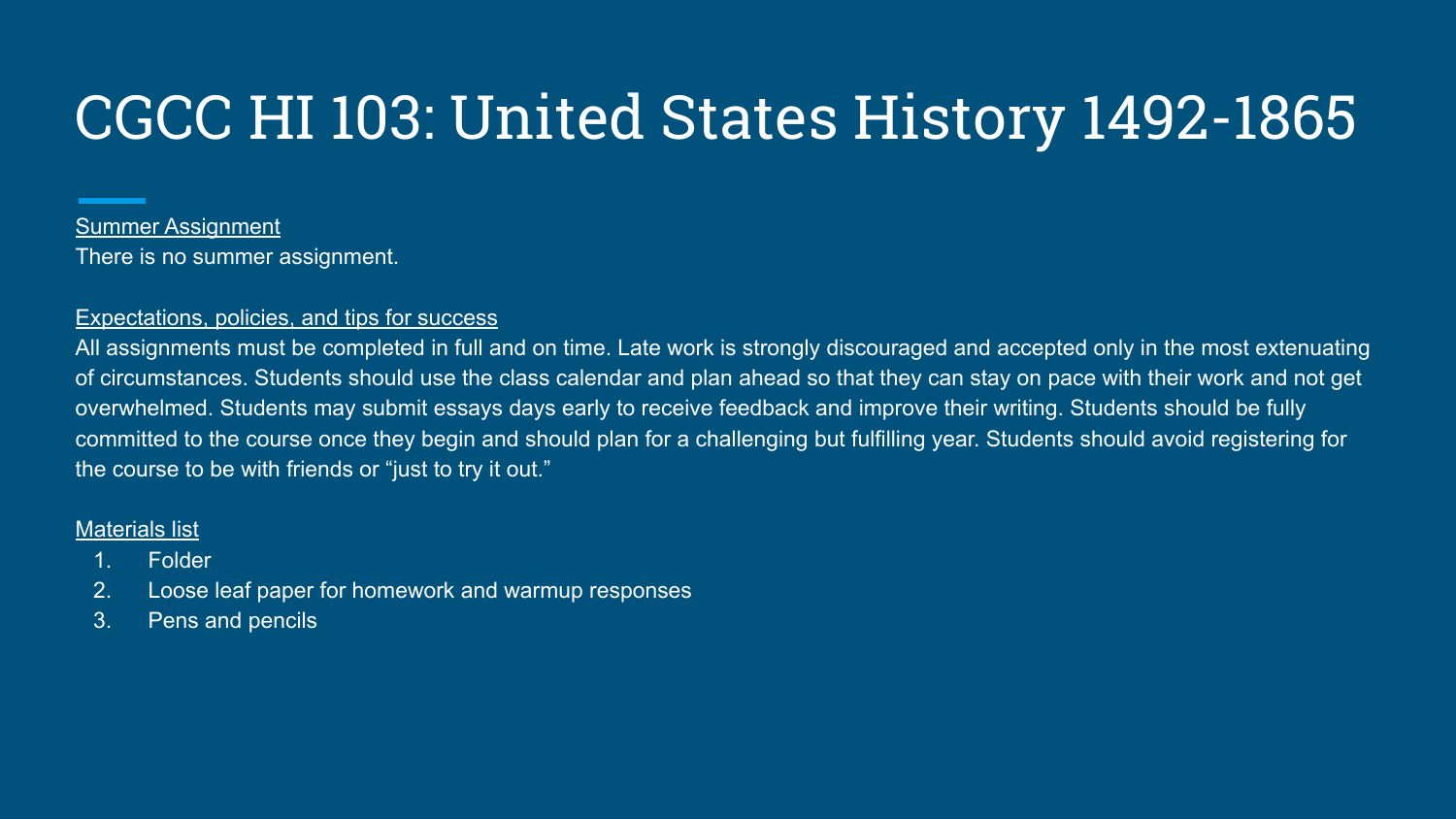# CGCC HI 103: United States History 1492-1865

<u>Summer Assignment</u>

There is no summer assignment.

<u>Expectations, policies, and tips for success</u>

All assignments must be completed in full and on time. Late work is strongly discouraged and accepted only in the most extenuating of circumstances. Students should use the class calendar and plan ahead so that they can stay on pace with their work and not get overwhelmed. Students may submit essays days early to receive feedback and improve their writing. Students should be fully committed to the course once they begin and should plan for a challenging but fulfilling year. Students should avoid registering for the course to be with friends or "just to try it out."

<u>Materials list</u>

1. Folder
2. Loose leaf paper for homework and warmup responses
3. Pens and pencils